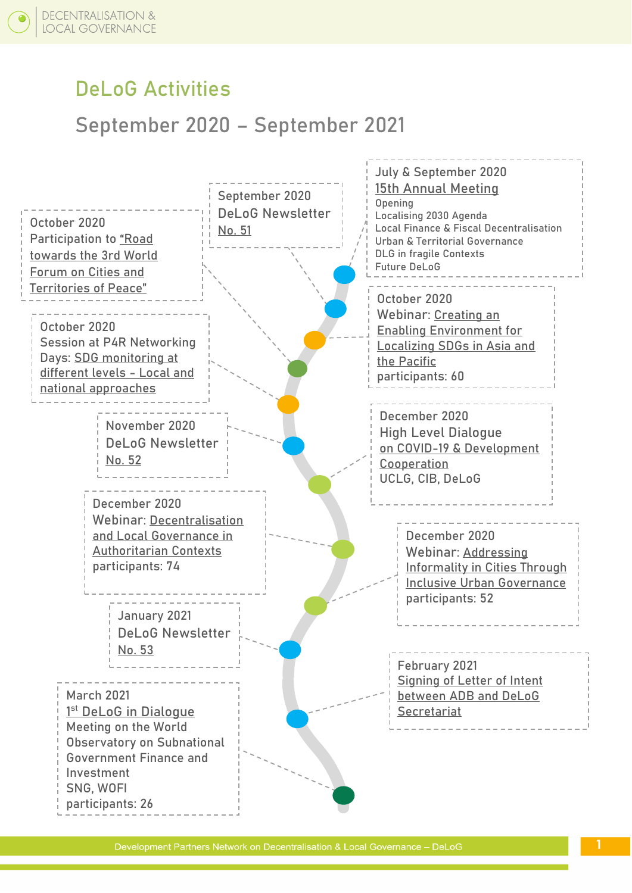# DeLoG Activities

## September 2020 – September 2021

July & September 2020
15th Annual Meeting
Opening
Localising 2030 Agenda
Local Finance & Fiscal Decentralisation
Urban & Territorial Governance
DLG in fragile Contexts
Future DeLoG

September 2020
DeLoG Newsletter No. 51

October 2020
Participation to "Road towards the 3rd World Forum on Cities and Territories of Peace"

October 2020
Webinar: Creating an Enabling Environment for Localizing SDGs in Asia and the Pacific
participants: 60

October 2020
Session at P4R Networking Days: SDG monitoring at different levels - Local and national approaches

November 2020
DeLoG Newsletter No. 52

December 2020
High Level Dialogue on COVID-19 & Development Cooperation
UCLG, CIB, DeLoG

December 2020
Webinar: Decentralisation and Local Governance in Authoritarian Contexts
participants: 74

December 2020
Webinar: Addressing Informality in Cities Through Inclusive Urban Governance
participants: 52

January 2021
DeLoG Newsletter No. 53

February 2021
Signing of Letter of Intent between ADB and DeLoG Secretariat

March 2021
1st DeLoG in Dialogue Meeting on the World Observatory on Subnational Government Finance and Investment
SNG, WOFI
participants: 26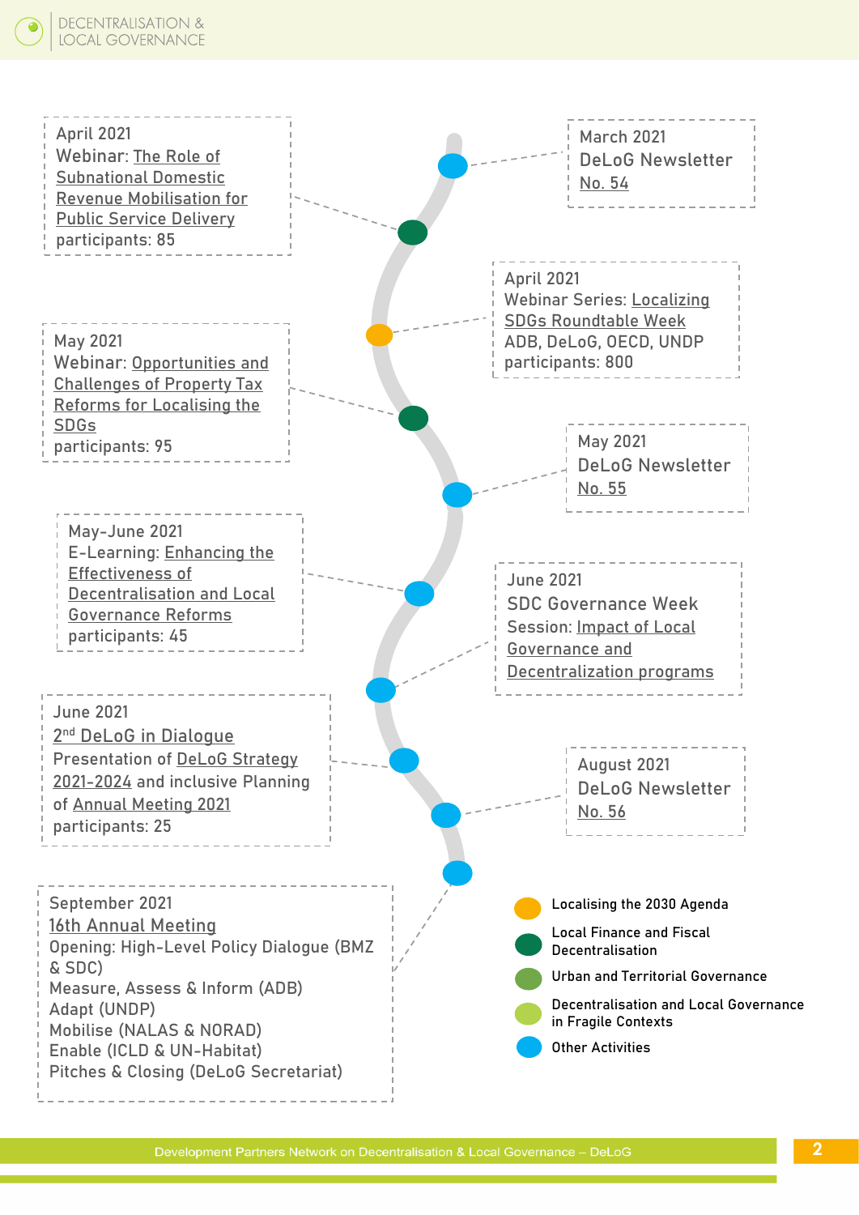March 2021
DeLoG Newsletter
No. 54

April 2021
Webinar: The Role of Subnational Domestic Revenue Mobilisation for Public Service Delivery
participants: 85

April 2021
Webinar Series: Localizing SDGs Roundtable Week
ADB, DeLoG, OECD, UNDP
participants: 800

May 2021
Webinar: Opportunities and Challenges of Property Tax Reforms for Localising the SDGs
participants: 95

May 2021
DeLoG Newsletter
No. 55

May-June 2021
E-Learning: Enhancing the Effectiveness of Decentralisation and Local Governance Reforms
participants: 45

June 2021
SDC Governance Week
Session: Impact of Local Governance and Decentralization programs

June 2021
2nd DeLoG in Dialogue
Presentation of DeLoG Strategy 2021-2024 and inclusive Planning of Annual Meeting 2021
participants: 25

August 2021
DeLoG Newsletter
No. 56

September 2021
16th Annual Meeting
Opening: High-Level Policy Dialogue (BMZ & SDC)
Measure, Assess & Inform (ADB)
Adapt (UNDP)
Mobilise (NALAS & NORAD)
Enable (ICLD & UN-Habitat)
Pitches & Closing (DeLoG Secretariat)

- Localising the 2030 Agenda
- Local Finance and Fiscal Decentralisation
- Urban and Territorial Governance
- Decentralisation and Local Governance in Fragile Contexts
- Other Activities